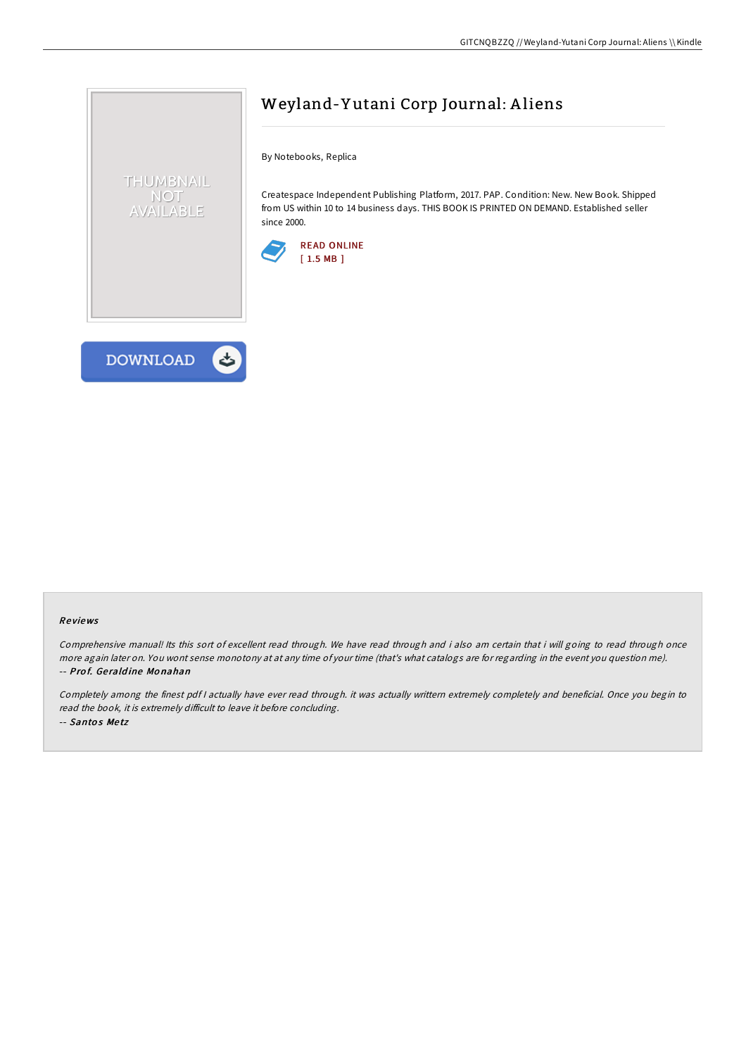# Weyland-Yutani Corp Journal: Aliens

By Notebooks, Replica

Createspace Independent Publishing Platform, 2017. PAP. Condition: New. New Book. Shipped from US within 10 to 14 business days. THIS BOOK IS PRINTED ON DEMAND. Established seller since 2000.

READ ONLINE
[ 1.5 MB ]

DOWNLOAD

### Reviews

*Comprehensive manual! Its this sort of excellent read through. We have read through and i also am certain that i will going to read through once more again later on. You wont sense monotony at at any time of your time (that's what catalogs are for regarding in the event you question me).*

-- ***Prof. Geraldine Monahan***

*Completely among the finest pdf I actually have ever read through. it was actually writtern extremely completely and beneficial. Once you begin to read the book, it is extremely difficult to leave it before concluding.*

-- ***Santos Metz***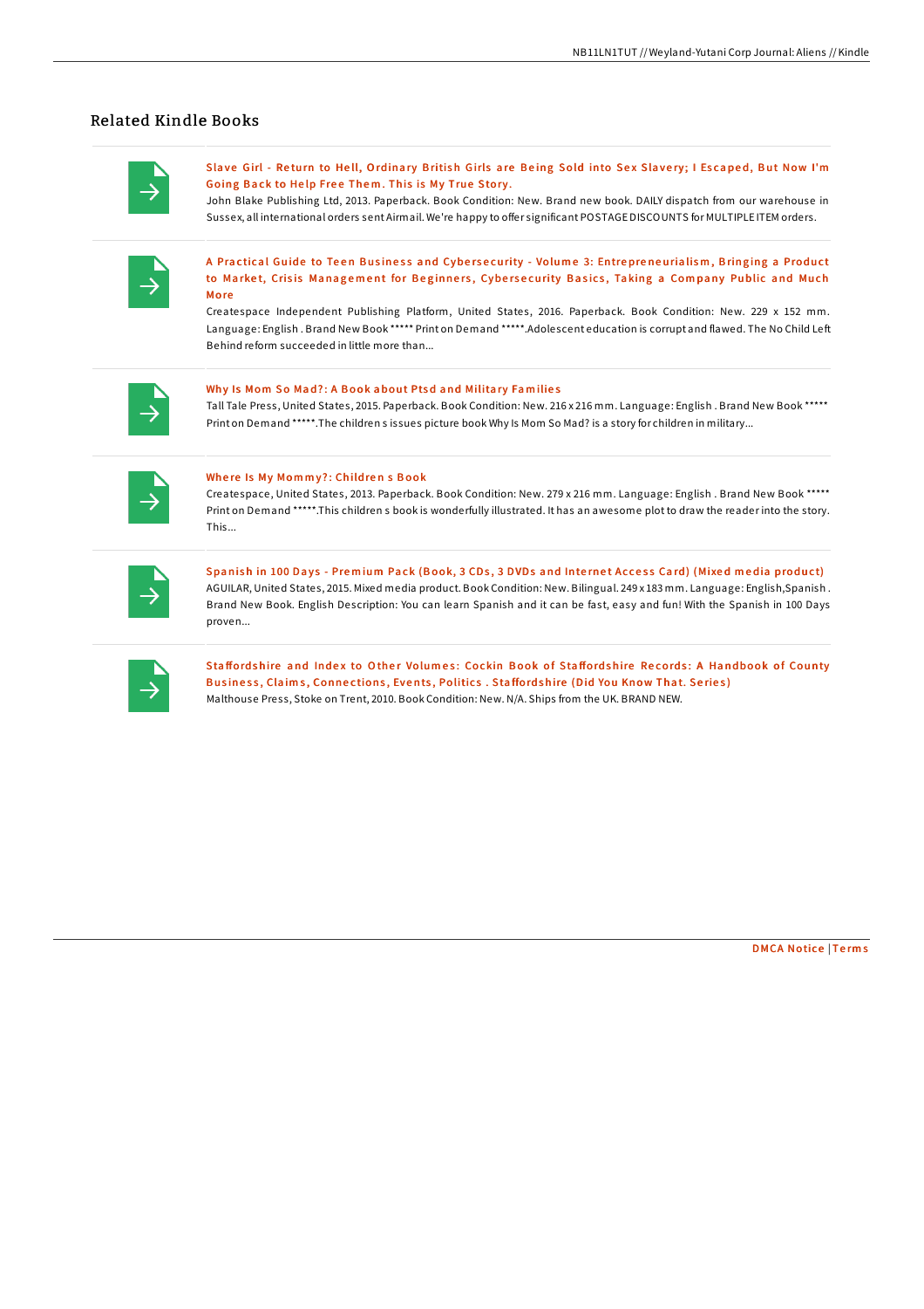## Related Kindle Books

**Slave Girl - Return to Hell, Ordinary British Girls are Being Sold into Sex Slavery; I Escaped, But Now I'm Going Back to Help Free Them. This is My True Story.**

John Blake Publishing Ltd, 2013. Paperback. Book Condition: New. Brand new book. DAILY dispatch from our warehouse in Sussex, all international orders sent Airmail. We're happy to offer significant POSTAGE DISCOUNTS for MULTIPLE ITEM orders.

**A Practical Guide to Teen Business and Cybersecurity - Volume 3: Entrepreneurialism, Bringing a Product to Market, Crisis Management for Beginners, Cybersecurity Basics, Taking a Company Public and Much More**

Createspace Independent Publishing Platform, United States, 2016. Paperback. Book Condition: New. 229 x 152 mm. Language: English . Brand New Book ***** Print on Demand *****.Adolescent education is corrupt and flawed. The No Child Left Behind reform succeeded in little more than...

**Why Is Mom So Mad?: A Book about Ptsd and Military Families**

Tall Tale Press, United States, 2015. Paperback. Book Condition: New. 216 x 216 mm. Language: English . Brand New Book ***** Print on Demand *****.The children s issues picture book Why Is Mom So Mad? is a story for children in military...

**Where Is My Mommy?: Children s Book**

Createspace, United States, 2013. Paperback. Book Condition: New. 279 x 216 mm. Language: English . Brand New Book ***** Print on Demand *****.This children s book is wonderfully illustrated. It has an awesome plot to draw the reader into the story. This...

**Spanish in 100 Days - Premium Pack (Book, 3 CDs, 3 DVDs and Internet Access Card) (Mixed media product)**

AGUILAR, United States, 2015. Mixed media product. Book Condition: New. Bilingual. 249 x 183 mm. Language: English,Spanish . Brand New Book. English Description: You can learn Spanish and it can be fast, easy and fun! With the Spanish in 100 Days proven...

**Staffordshire and Index to Other Volumes: Cockin Book of Staffordshire Records: A Handbook of County Business, Claims, Connections, Events, Politics . Staffordshire (Did You Know That. Series)**

Malthouse Press, Stoke on Trent, 2010. Book Condition: New. N/A. Ships from the UK. BRAND NEW.